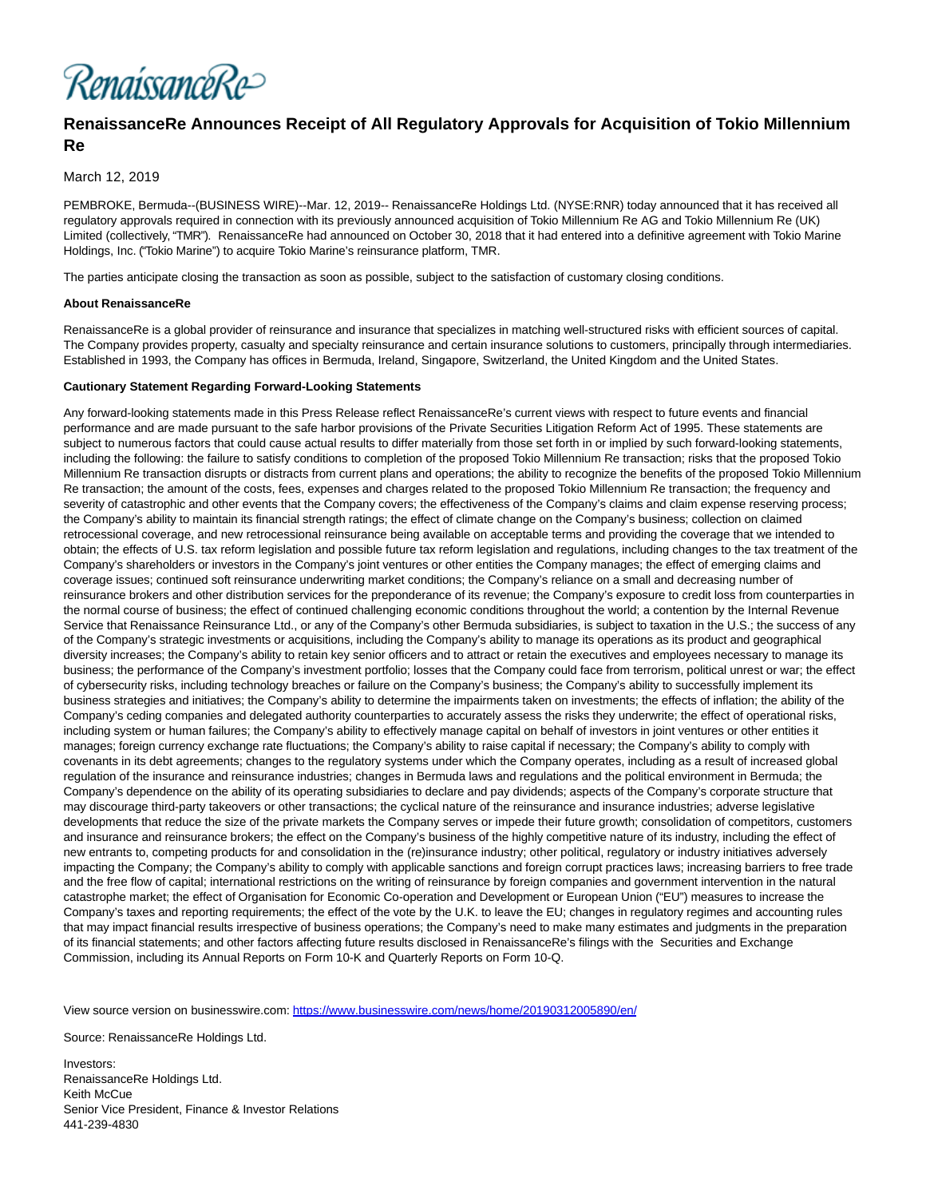RenaissanceRe

# RenaissanceRe Announces Receipt of All Regulatory Approvals for Acquisition of Tokio Millennium Re

March 12, 2019

PEMBROKE, Bermuda--(BUSINESS WIRE)--Mar. 12, 2019-- RenaissanceRe Holdings Ltd. (NYSE:RNR) today announced that it has received all regulatory approvals required in connection with its previously announced acquisition of Tokio Millennium Re AG and Tokio Millennium Re (UK) Limited (collectively, "TMR"). RenaissanceRe had announced on October 30, 2018 that it had entered into a definitive agreement with Tokio Marine Holdings, Inc. ("Tokio Marine") to acquire Tokio Marine's reinsurance platform, TMR.

The parties anticipate closing the transaction as soon as possible, subject to the satisfaction of customary closing conditions.

### About RenaissanceRe

RenaissanceRe is a global provider of reinsurance and insurance that specializes in matching well-structured risks with efficient sources of capital. The Company provides property, casualty and specialty reinsurance and certain insurance solutions to customers, principally through intermediaries. Established in 1993, the Company has offices in Bermuda, Ireland, Singapore, Switzerland, the United Kingdom and the United States.

### Cautionary Statement Regarding Forward-Looking Statements

Any forward-looking statements made in this Press Release reflect RenaissanceRe's current views with respect to future events and financial performance and are made pursuant to the safe harbor provisions of the Private Securities Litigation Reform Act of 1995. These statements are subject to numerous factors that could cause actual results to differ materially from those set forth in or implied by such forward-looking statements, including the following: the failure to satisfy conditions to completion of the proposed Tokio Millennium Re transaction; risks that the proposed Tokio Millennium Re transaction disrupts or distracts from current plans and operations; the ability to recognize the benefits of the proposed Tokio Millennium Re transaction; the amount of the costs, fees, expenses and charges related to the proposed Tokio Millennium Re transaction; the frequency and severity of catastrophic and other events that the Company covers; the effectiveness of the Company's claims and claim expense reserving process; the Company's ability to maintain its financial strength ratings; the effect of climate change on the Company's business; collection on claimed retrocessional coverage, and new retrocessional reinsurance being available on acceptable terms and providing the coverage that we intended to obtain; the effects of U.S. tax reform legislation and possible future tax reform legislation and regulations, including changes to the tax treatment of the Company's shareholders or investors in the Company's joint ventures or other entities the Company manages; the effect of emerging claims and coverage issues; continued soft reinsurance underwriting market conditions; the Company's reliance on a small and decreasing number of reinsurance brokers and other distribution services for the preponderance of its revenue; the Company's exposure to credit loss from counterparties in the normal course of business; the effect of continued challenging economic conditions throughout the world; a contention by the Internal Revenue Service that Renaissance Reinsurance Ltd., or any of the Company's other Bermuda subsidiaries, is subject to taxation in the U.S.; the success of any of the Company's strategic investments or acquisitions, including the Company's ability to manage its operations as its product and geographical diversity increases; the Company's ability to retain key senior officers and to attract or retain the executives and employees necessary to manage its business; the performance of the Company's investment portfolio; losses that the Company could face from terrorism, political unrest or war; the effect of cybersecurity risks, including technology breaches or failure on the Company's business; the Company's ability to successfully implement its business strategies and initiatives; the Company's ability to determine the impairments taken on investments; the effects of inflation; the ability of the Company's ceding companies and delegated authority counterparties to accurately assess the risks they underwrite; the effect of operational risks, including system or human failures; the Company's ability to effectively manage capital on behalf of investors in joint ventures or other entities it manages; foreign currency exchange rate fluctuations; the Company's ability to raise capital if necessary; the Company's ability to comply with covenants in its debt agreements; changes to the regulatory systems under which the Company operates, including as a result of increased global regulation of the insurance and reinsurance industries; changes in Bermuda laws and regulations and the political environment in Bermuda; the Company's dependence on the ability of its operating subsidiaries to declare and pay dividends; aspects of the Company's corporate structure that may discourage third-party takeovers or other transactions; the cyclical nature of the reinsurance and insurance industries; adverse legislative developments that reduce the size of the private markets the Company serves or impede their future growth; consolidation of competitors, customers and insurance and reinsurance brokers; the effect on the Company's business of the highly competitive nature of its industry, including the effect of new entrants to, competing products for and consolidation in the (re)insurance industry; other political, regulatory or industry initiatives adversely impacting the Company; the Company's ability to comply with applicable sanctions and foreign corrupt practices laws; increasing barriers to free trade and the free flow of capital; international restrictions on the writing of reinsurance by foreign companies and government intervention in the natural catastrophe market; the effect of Organisation for Economic Co-operation and Development or European Union ("EU") measures to increase the Company's taxes and reporting requirements; the effect of the vote by the U.K. to leave the EU; changes in regulatory regimes and accounting rules that may impact financial results irrespective of business operations; the Company's need to make many estimates and judgments in the preparation of its financial statements; and other factors affecting future results disclosed in RenaissanceRe's filings with the Securities and Exchange Commission, including its Annual Reports on Form 10-K and Quarterly Reports on Form 10-Q.

View source version on businesswire.com: https://www.businesswire.com/news/home/20190312005890/en/

Source: RenaissanceRe Holdings Ltd.

Investors:
RenaissanceRe Holdings Ltd.
Keith McCue
Senior Vice President, Finance & Investor Relations
441-239-4830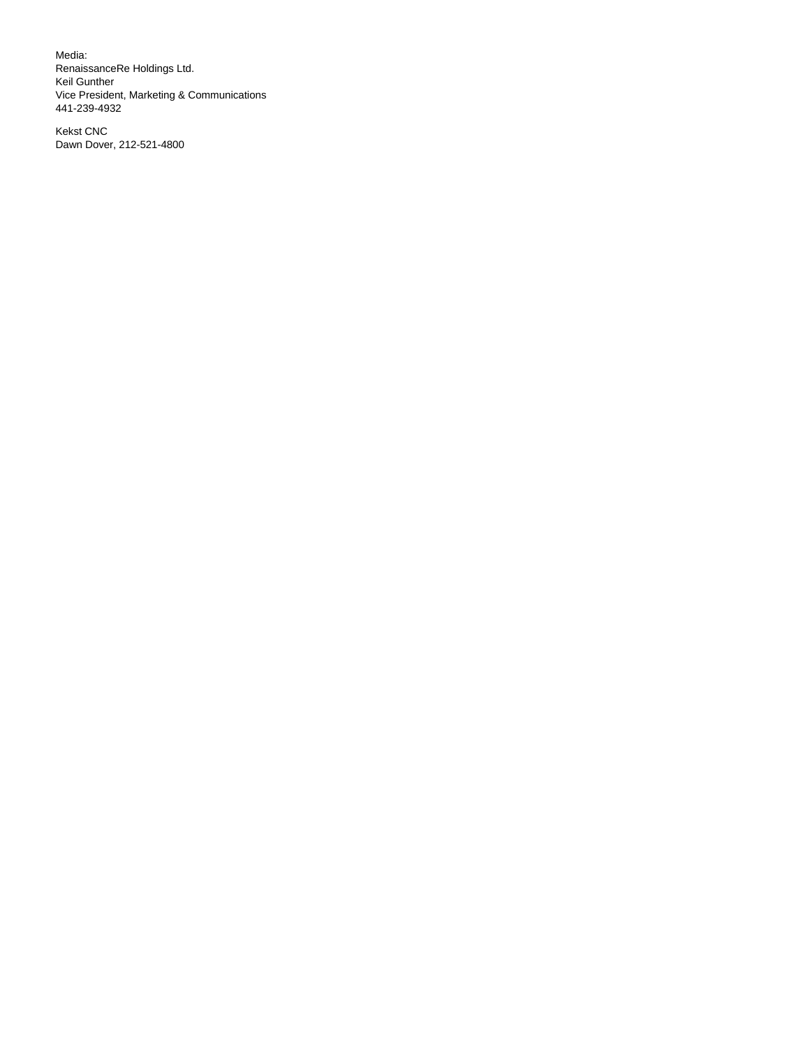Media:
RenaissanceRe Holdings Ltd.
Keil Gunther
Vice President, Marketing & Communications
441-239-4932

Kekst CNC
Dawn Dover, 212-521-4800